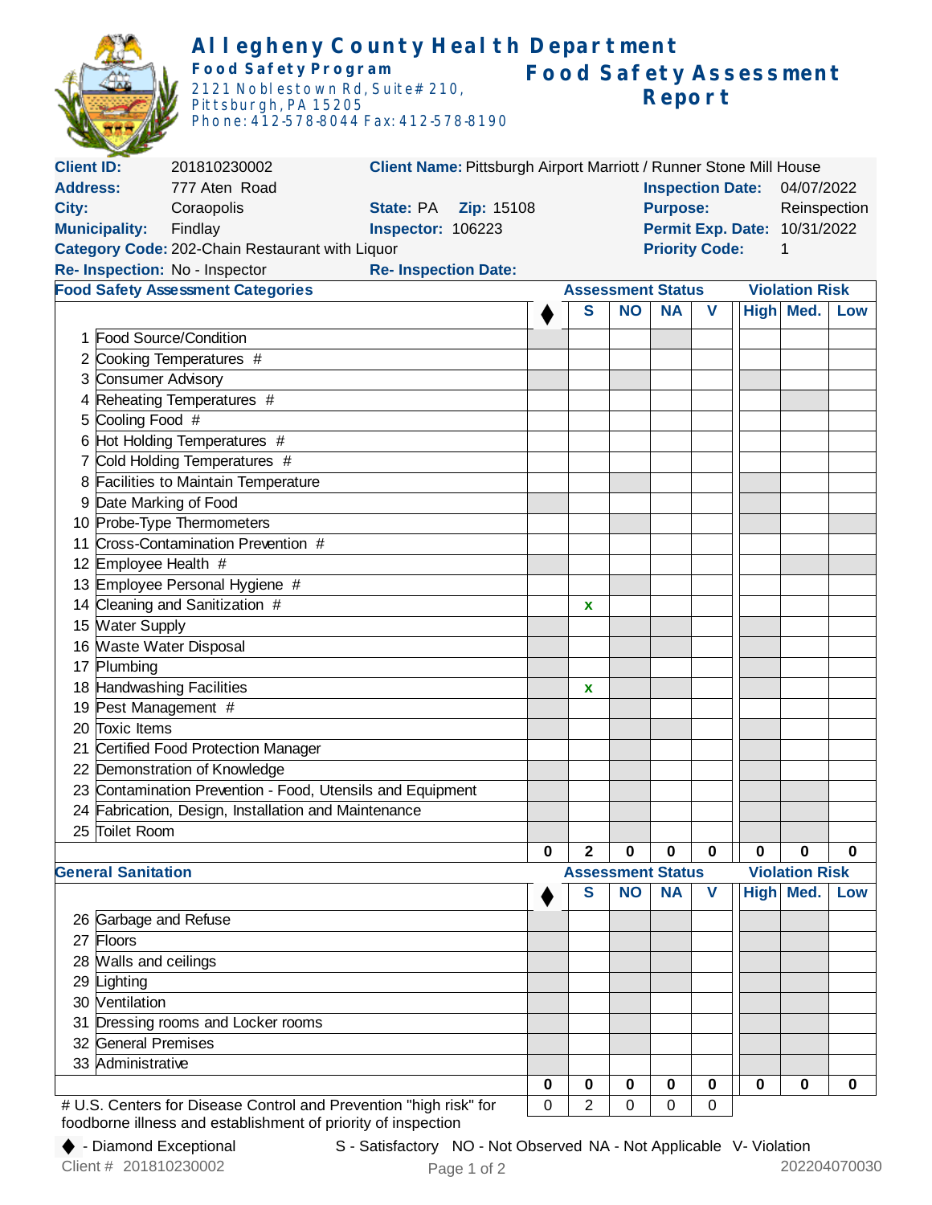# Allegheny County Health Department

**Food Safety Program**
2121 Noblestown Rd, Suite #210,
Pittsburgh, PA 15205
Phone: 412-578-8044 Fax: 412-578-8190

## Food Safety Assessment Report

**Client ID:** 201810230002 **Client Name:** Pittsburgh Airport Marriott / Runner Stone Mill House
**Address:** 777 Aten Road **Inspection Date:** 04/07/2022
**City:** Coraopolis **State:** PA **Zip:** 15108 **Purpose:** Reinspection
**Municipality:** Findlay **Inspector:** 106223 **Permit Exp. Date:** 10/31/2022
**Category Code:** 202-Chain Restaurant with Liquor **Priority Code:** 1
**Re- Inspection:** No - Inspector **Re- Inspection Date:**

| Food Safety Assessment Categories | ♦ | S | NO | NA | V | High | Med. | Low |
|---|---|---|---|---|---|---|---|---|
| 1 Food Source/Condition | | | | | | | | |
| 2 Cooking Temperatures # | | | | | | | | |
| 3 Consumer Advisory | | | | | | | | |
| 4 Reheating Temperatures # | | | | | | | | |
| 5 Cooling Food # | | | | | | | | |
| 6 Hot Holding Temperatures # | | | | | | | | |
| 7 Cold Holding Temperatures # | | | | | | | | |
| 8 Facilities to Maintain Temperature | | | | | | | | |
| 9 Date Marking of Food | | | | | | | | |
| 10 Probe-Type Thermometers | | | | | | | | |
| 11 Cross-Contamination Prevention # | | | | | | | | |
| 12 Employee Health # | | | | | | | | |
| 13 Employee Personal Hygiene # | | | | | | | | |
| 14 Cleaning and Sanitization # | | x | | | | | | |
| 15 Water Supply | | | | | | | | |
| 16 Waste Water Disposal | | | | | | | | |
| 17 Plumbing | | | | | | | | |
| 18 Handwashing Facilities | | x | | | | | | |
| 19 Pest Management # | | | | | | | | |
| 20 Toxic Items | | | | | | | | |
| 21 Certified Food Protection Manager | | | | | | | | |
| 22 Demonstration of Knowledge | | | | | | | | |
| 23 Contamination Prevention - Food, Utensils and Equipment | | | | | | | | |
| 24 Fabrication, Design, Installation and Maintenance | | | | | | | | |
| 25 Toilet Room | | | | | | | | |
| | 0 | 2 | 0 | 0 | 0 | 0 | 0 | 0 |

| General Sanitation | ♦ | S | NO | NA | V | High | Med. | Low |
|---|---|---|---|---|---|---|---|---|
| 26 Garbage and Refuse | | | | | | | | |
| 27 Floors | | | | | | | | |
| 28 Walls and ceilings | | | | | | | | |
| 29 Lighting | | | | | | | | |
| 30 Ventilation | | | | | | | | |
| 31 Dressing rooms and Locker rooms | | | | | | | | |
| 32 General Premises | | | | | | | | |
| 33 Administrative | | | | | | | | |
| | 0 | 0 | 0 | 0 | 0 | 0 | 0 | 0 |
| Total | 0 | 2 | 0 | 0 | 0 | | | |

# U.S. Centers for Disease Control and Prevention "high risk" for foodborne illness and establishment of priority of inspection

♦ - Diamond Exceptional S - Satisfactory NO - Not Observed NA - Not Applicable V- Violation

Client # 201810230002 202204070030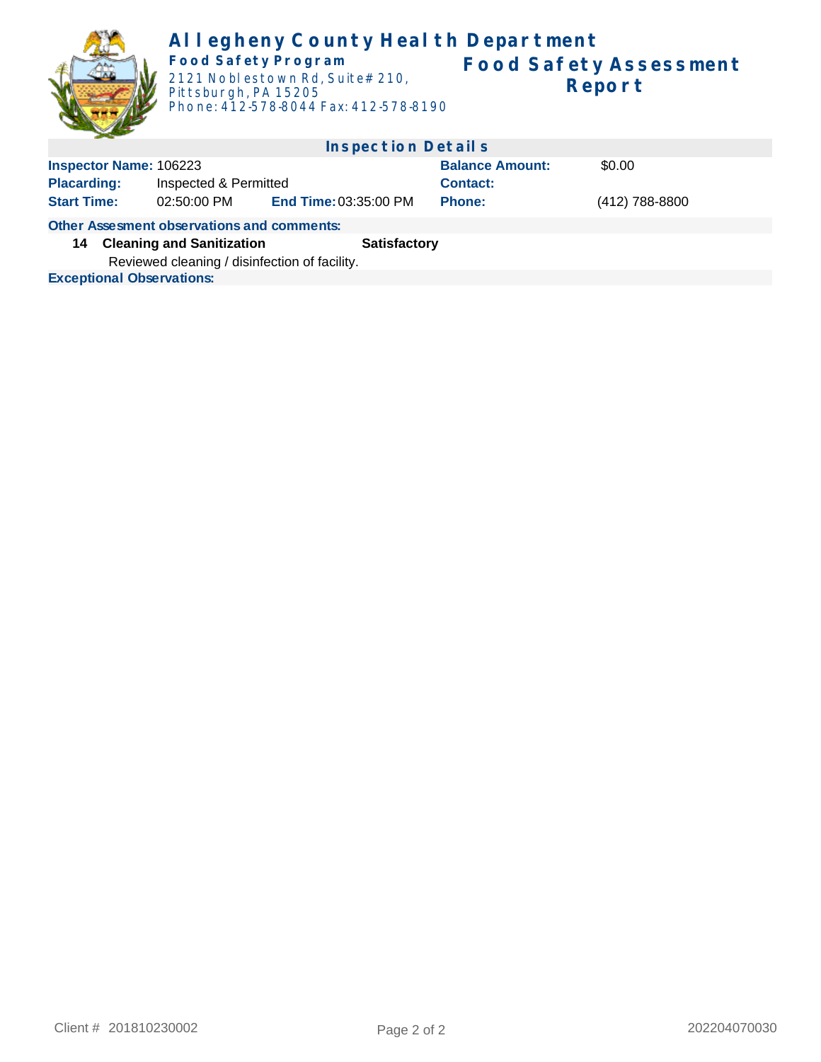# Allegheny County Health Department

**Food Safety Program**

2121 Noblestown Rd, Suite# 210,
Pittsburgh, PA 15205
Phone: 412-578-8044 Fax: 412-578-8190

## Food Safety Assessment Report

### Inspection Details

| | | | | | |
|---|---|---|---|---|---|
| **Inspector Name:** | 106223 | | | **Balance Amount:** | $0.00 |
| **Placarding:** | Inspected & Permitted | | | **Contact:** | |
| **Start Time:** | 02:50:00 PM | **End Time:** | 03:35:00 PM | **Phone:** | (412) 788-8800 |

**Other Assesment observations and comments:**

**14 Cleaning and Sanitization** — **Satisfactory**

Reviewed cleaning / disinfection of facility.

**Exceptional Observations:**

Client # 201810230002

202204070030